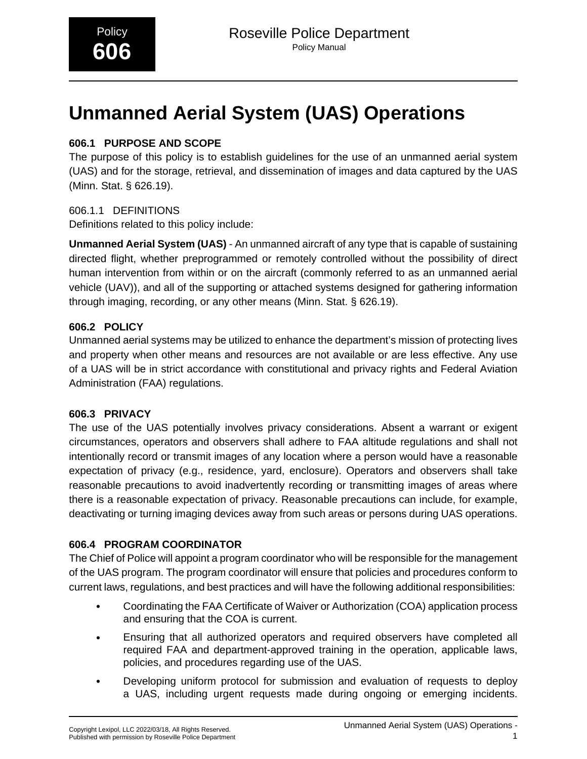# Unmanned Aerial System (UAS) Operations

## 606.1 PURPOSE AND SCOPE

The purpose of this policy is to establish guidelines for the use of an unmanned aerial system (UAS) and for the storage, retrieval, and dissemination of images and data captured by the UAS (Minn. Stat. § 626.19).

### 606.1.1 DEFINITIONS

Definitions related to this policy include:

**Unmanned Aerial System (UAS)** - An unmanned aircraft of any type that is capable of sustaining directed flight, whether preprogrammed or remotely controlled without the possibility of direct human intervention from within or on the aircraft (commonly referred to as an unmanned aerial vehicle (UAV)), and all of the supporting or attached systems designed for gathering information through imaging, recording, or any other means (Minn. Stat. § 626.19).

## 606.2 POLICY

Unmanned aerial systems may be utilized to enhance the department's mission of protecting lives and property when other means and resources are not available or are less effective. Any use of a UAS will be in strict accordance with constitutional and privacy rights and Federal Aviation Administration (FAA) regulations.

## 606.3 PRIVACY

The use of the UAS potentially involves privacy considerations. Absent a warrant or exigent circumstances, operators and observers shall adhere to FAA altitude regulations and shall not intentionally record or transmit images of any location where a person would have a reasonable expectation of privacy (e.g., residence, yard, enclosure). Operators and observers shall take reasonable precautions to avoid inadvertently recording or transmitting images of areas where there is a reasonable expectation of privacy. Reasonable precautions can include, for example, deactivating or turning imaging devices away from such areas or persons during UAS operations.

## 606.4 PROGRAM COORDINATOR

The Chief of Police will appoint a program coordinator who will be responsible for the management of the UAS program. The program coordinator will ensure that policies and procedures conform to current laws, regulations, and best practices and will have the following additional responsibilities:

- Coordinating the FAA Certificate of Waiver or Authorization (COA) application process and ensuring that the COA is current.
- Ensuring that all authorized operators and required observers have completed all required FAA and department-approved training in the operation, applicable laws, policies, and procedures regarding use of the UAS.
- Developing uniform protocol for submission and evaluation of requests to deploy a UAS, including urgent requests made during ongoing or emerging incidents.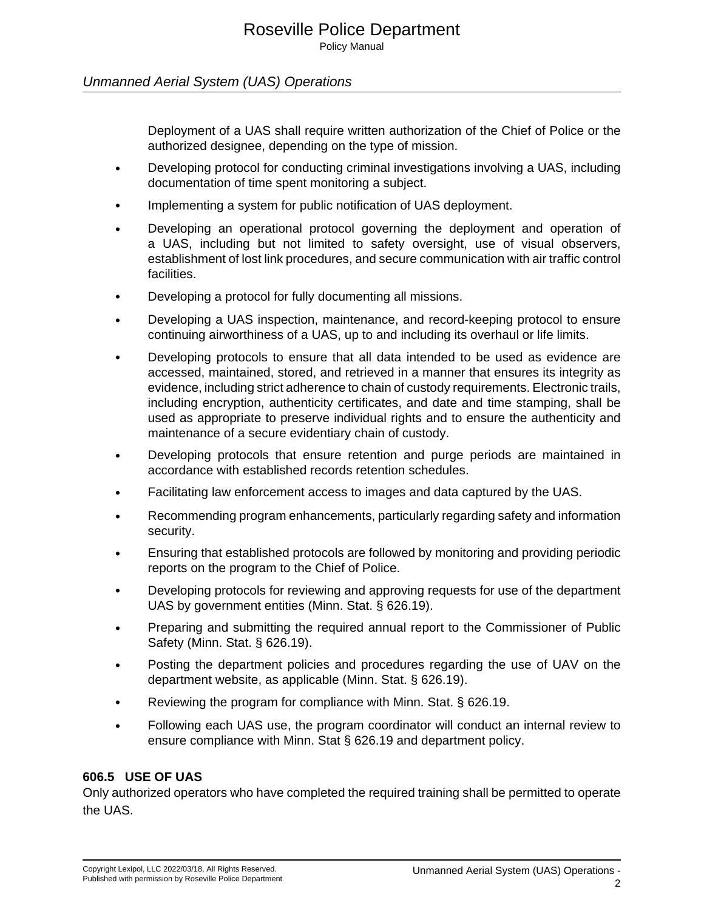Deployment of a UAS shall require written authorization of the Chief of Police or the authorized designee, depending on the type of mission.

- Developing protocol for conducting criminal investigations involving a UAS, including documentation of time spent monitoring a subject.
- Implementing a system for public notification of UAS deployment.
- Developing an operational protocol governing the deployment and operation of a UAS, including but not limited to safety oversight, use of visual observers, establishment of lost link procedures, and secure communication with air traffic control facilities.
- Developing a protocol for fully documenting all missions.
- Developing a UAS inspection, maintenance, and record-keeping protocol to ensure continuing airworthiness of a UAS, up to and including its overhaul or life limits.
- Developing protocols to ensure that all data intended to be used as evidence are accessed, maintained, stored, and retrieved in a manner that ensures its integrity as evidence, including strict adherence to chain of custody requirements. Electronic trails, including encryption, authenticity certificates, and date and time stamping, shall be used as appropriate to preserve individual rights and to ensure the authenticity and maintenance of a secure evidentiary chain of custody.
- Developing protocols that ensure retention and purge periods are maintained in accordance with established records retention schedules.
- Facilitating law enforcement access to images and data captured by the UAS.
- Recommending program enhancements, particularly regarding safety and information security.
- Ensuring that established protocols are followed by monitoring and providing periodic reports on the program to the Chief of Police.
- Developing protocols for reviewing and approving requests for use of the department UAS by government entities (Minn. Stat. § 626.19).
- Preparing and submitting the required annual report to the Commissioner of Public Safety (Minn. Stat. § 626.19).
- Posting the department policies and procedures regarding the use of UAV on the department website, as applicable (Minn. Stat. § 626.19).
- Reviewing the program for compliance with Minn. Stat. § 626.19.
- Following each UAS use, the program coordinator will conduct an internal review to ensure compliance with Minn. Stat § 626.19 and department policy.

### 606.5 USE OF UAS

Only authorized operators who have completed the required training shall be permitted to operate the UAS.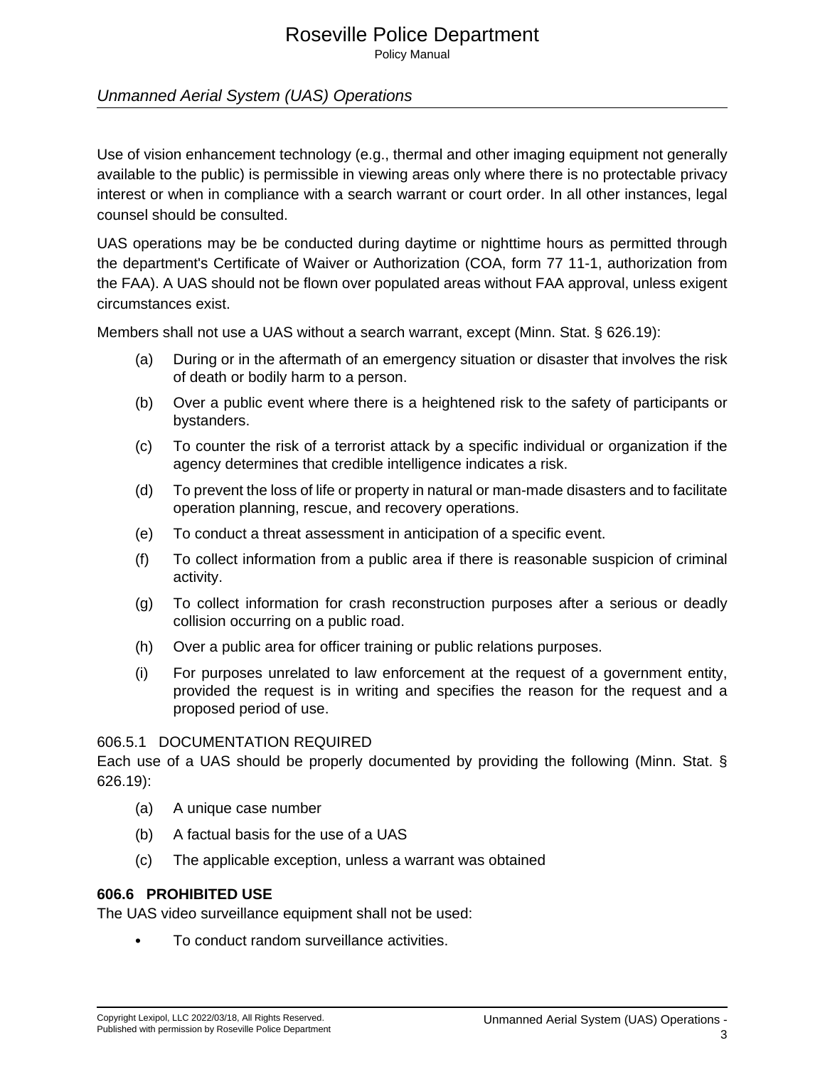Use of vision enhancement technology (e.g., thermal and other imaging equipment not generally available to the public) is permissible in viewing areas only where there is no protectable privacy interest or when in compliance with a search warrant or court order. In all other instances, legal counsel should be consulted.

UAS operations may be be conducted during daytime or nighttime hours as permitted through the department's Certificate of Waiver or Authorization (COA, form 77 11-1, authorization from the FAA). A UAS should not be flown over populated areas without FAA approval, unless exigent circumstances exist.

Members shall not use a UAS without a search warrant, except (Minn. Stat. § 626.19):

(a) During or in the aftermath of an emergency situation or disaster that involves the risk of death or bodily harm to a person.

(b) Over a public event where there is a heightened risk to the safety of participants or bystanders.

(c) To counter the risk of a terrorist attack by a specific individual or organization if the agency determines that credible intelligence indicates a risk.

(d) To prevent the loss of life or property in natural or man-made disasters and to facilitate operation planning, rescue, and recovery operations.

(e) To conduct a threat assessment in anticipation of a specific event.

(f) To collect information from a public area if there is reasonable suspicion of criminal activity.

(g) To collect information for crash reconstruction purposes after a serious or deadly collision occurring on a public road.

(h) Over a public area for officer training or public relations purposes.

(i) For purposes unrelated to law enforcement at the request of a government entity, provided the request is in writing and specifies the reason for the request and a proposed period of use.

### 606.5.1 DOCUMENTATION REQUIRED

Each use of a UAS should be properly documented by providing the following (Minn. Stat. § 626.19):

(a) A unique case number

(b) A factual basis for the use of a UAS

(c) The applicable exception, unless a warrant was obtained

## 606.6 PROHIBITED USE

The UAS video surveillance equipment shall not be used:

- To conduct random surveillance activities.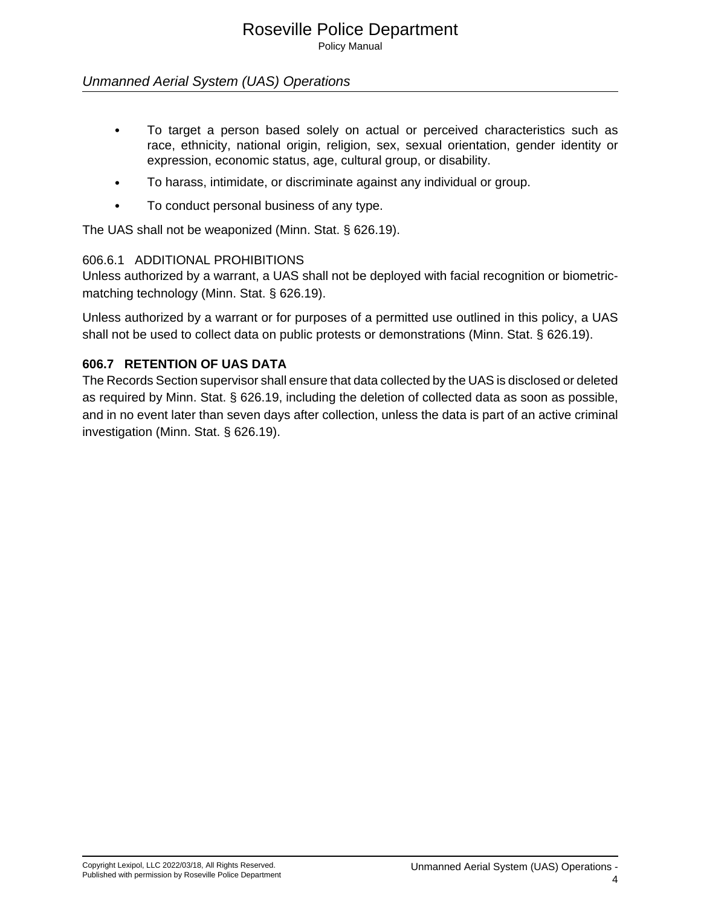- To target a person based solely on actual or perceived characteristics such as race, ethnicity, national origin, religion, sex, sexual orientation, gender identity or expression, economic status, age, cultural group, or disability.
- To harass, intimidate, or discriminate against any individual or group.
- To conduct personal business of any type.

The UAS shall not be weaponized (Minn. Stat. § 626.19).

### 606.6.1 ADDITIONAL PROHIBITIONS

Unless authorized by a warrant, a UAS shall not be deployed with facial recognition or biometric-matching technology (Minn. Stat. § 626.19).

Unless authorized by a warrant or for purposes of a permitted use outlined in this policy, a UAS shall not be used to collect data on public protests or demonstrations (Minn. Stat. § 626.19).

## 606.7 RETENTION OF UAS DATA

The Records Section supervisor shall ensure that data collected by the UAS is disclosed or deleted as required by Minn. Stat. § 626.19, including the deletion of collected data as soon as possible, and in no event later than seven days after collection, unless the data is part of an active criminal investigation (Minn. Stat. § 626.19).